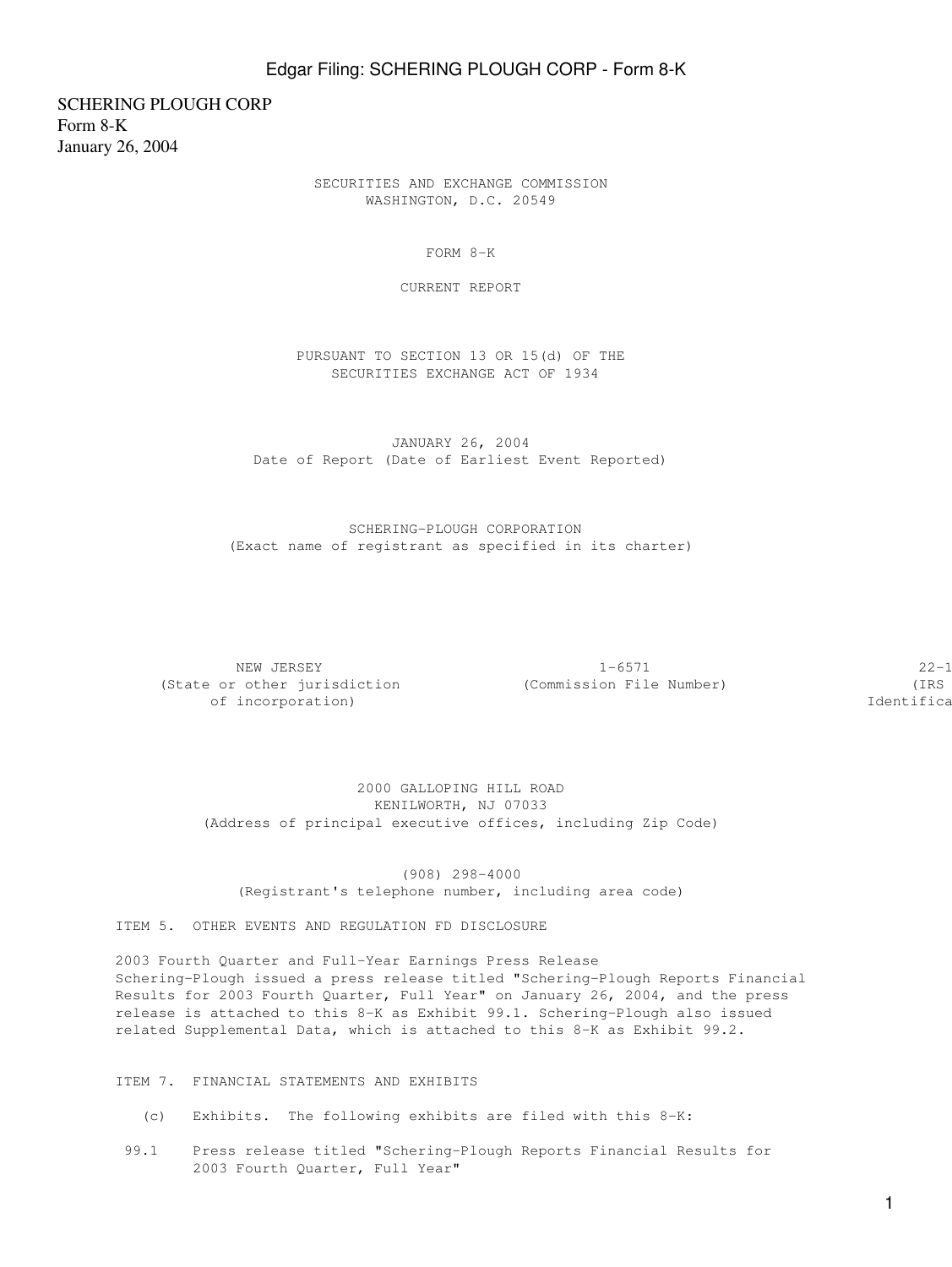SCHERING PLOUGH CORP
Form 8-K
January 26, 2004

SECURITIES AND EXCHANGE COMMISSION
WASHINGTON, D.C. 20549

# FORM 8-K

## CURRENT REPORT

PURSUANT TO SECTION 13 OR 15(d) OF THE
SECURITIES EXCHANGE ACT OF 1934

JANUARY 26, 2004
Date of Report (Date of Earliest Event Reported)

SCHERING-PLOUGH CORPORATION
(Exact name of registrant as specified in its charter)

| NEW JERSEY | 1-6571 | 22-1 |
|---|---|---|
| (State or other jurisdiction of incorporation) | (Commission File Number) | (IRS Identifica |

2000 GALLOPING HILL ROAD
KENILWORTH, NJ 07033
(Address of principal executive offices, including Zip Code)

(908) 298-4000
(Registrant's telephone number, including area code)

ITEM 5. OTHER EVENTS AND REGULATION FD DISCLOSURE

2003 Fourth Quarter and Full-Year Earnings Press Release
Schering-Plough issued a press release titled "Schering-Plough Reports Financial Results for 2003 Fourth Quarter, Full Year" on January 26, 2004, and the press release is attached to this 8-K as Exhibit 99.1. Schering-Plough also issued related Supplemental Data, which is attached to this 8-K as Exhibit 99.2.

ITEM 7. FINANCIAL STATEMENTS AND EXHIBITS

(c) Exhibits. The following exhibits are filed with this 8-K:

99.1 Press release titled "Schering-Plough Reports Financial Results for 2003 Fourth Quarter, Full Year"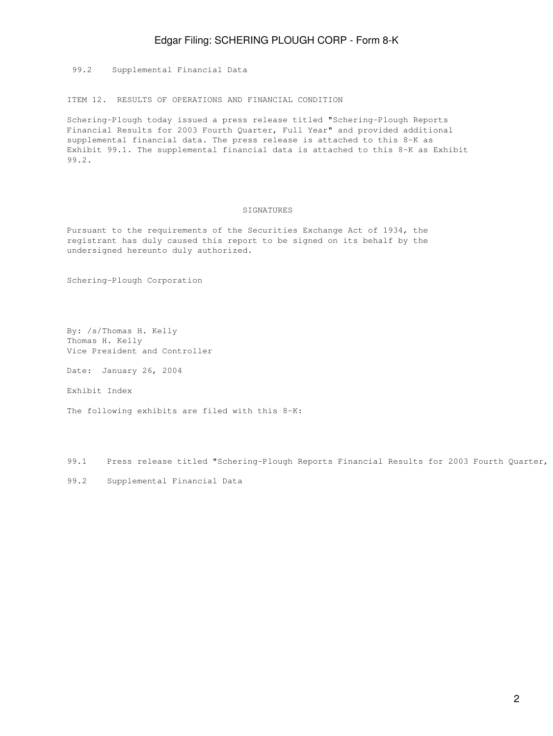99.2 Supplemental Financial Data

ITEM 12. RESULTS OF OPERATIONS AND FINANCIAL CONDITION

Schering-Plough today issued a press release titled "Schering-Plough Reports Financial Results for 2003 Fourth Quarter, Full Year" and provided additional supplemental financial data. The press release is attached to this 8-K as Exhibit 99.1. The supplemental financial data is attached to this 8-K as Exhibit 99.2.

SIGNATURES

Pursuant to the requirements of the Securities Exchange Act of 1934, the registrant has duly caused this report to be signed on its behalf by the undersigned hereunto duly authorized.

Schering-Plough Corporation

By: /s/Thomas H. Kelly
Thomas H. Kelly
Vice President and Controller

Date: January 26, 2004

Exhibit Index

The following exhibits are filed with this 8-K:

99.1 Press release titled "Schering-Plough Reports Financial Results for 2003 Fourth Quarter,

99.2 Supplemental Financial Data